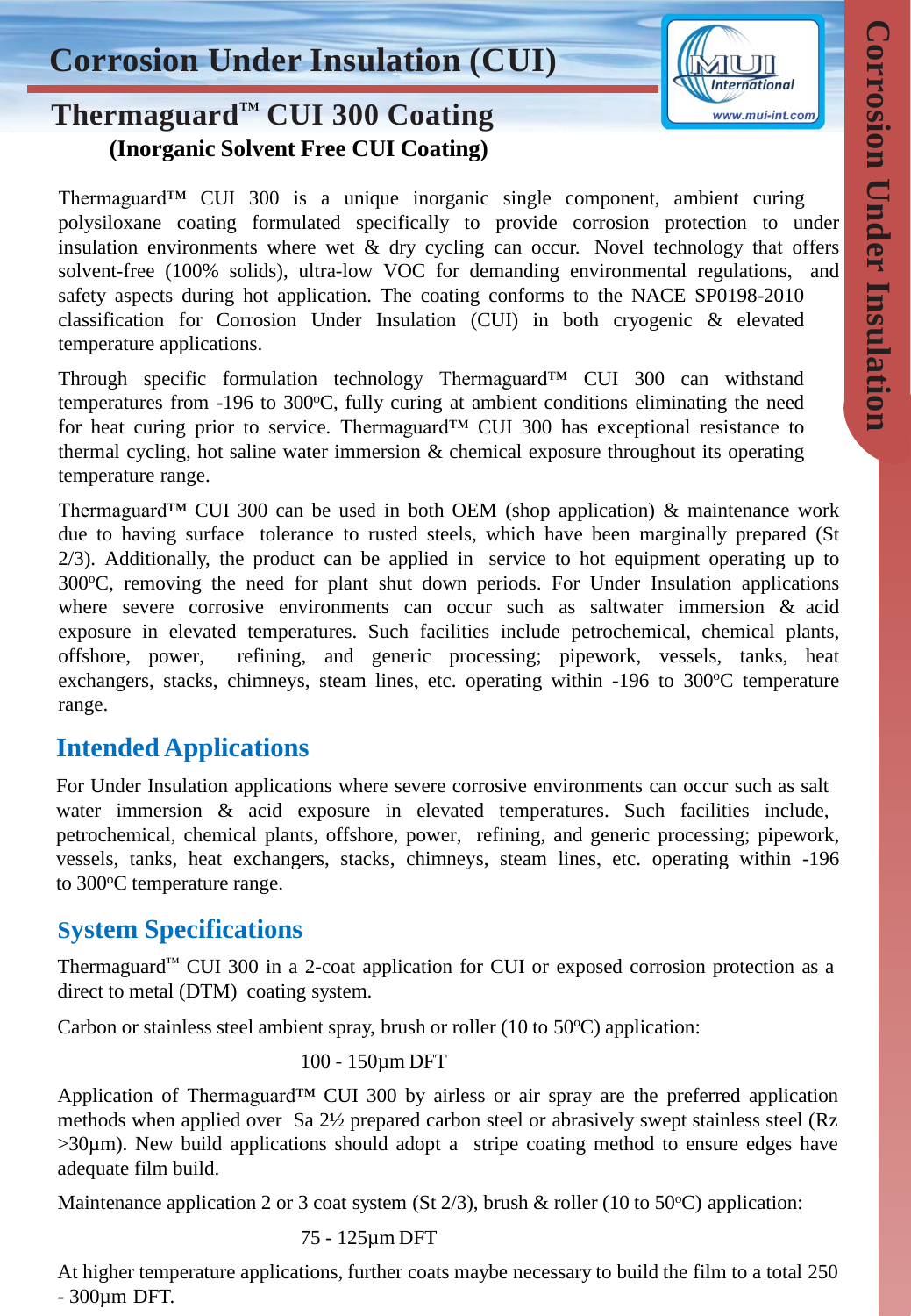# Corrosion Under Insulation (CUI)

## Thermaguard™ CUI 300 Coating

**(Inorganic Solvent Free CUI Coating)**

Thermaguard™ CUI 300 is a unique inorganic single component, ambient curing polysiloxane coating formulated specifically to provide corrosion protection to under insulation environments where wet & dry cycling can occur. Novel technology that offers solvent-free (100% solids), ultra-low VOC for demanding environmental regulations, and safety aspects during hot application. The coating conforms to the NACE SP0198-2010 classification for Corrosion Under Insulation (CUI) in both cryogenic & elevated temperature applications.

Through specific formulation technology Thermaguard™ CUI 300 can withstand temperatures from -196 to 300°C, fully curing at ambient conditions eliminating the need for heat curing prior to service. Thermaguard™ CUI 300 has exceptional resistance to thermal cycling, hot saline water immersion & chemical exposure throughout its operating temperature range.

Thermaguard™ CUI 300 can be used in both OEM (shop application) & maintenance work due to having surface tolerance to rusted steels, which have been marginally prepared (St 2/3). Additionally, the product can be applied in service to hot equipment operating up to 300°C, removing the need for plant shut down periods. For Under Insulation applications where severe corrosive environments can occur such as saltwater immersion & acid exposure in elevated temperatures. Such facilities include petrochemical, chemical plants, offshore, power, refining, and generic processing; pipework, vessels, tanks, heat exchangers, stacks, chimneys, steam lines, etc. operating within -196 to 300°C temperature range.

## Intended Applications

For Under Insulation applications where severe corrosive environments can occur such as salt water immersion & acid exposure in elevated temperatures. Such facilities include, petrochemical, chemical plants, offshore, power, refining, and generic processing; pipework, vessels, tanks, heat exchangers, stacks, chimneys, steam lines, etc. operating within -196 to 300°C temperature range.

## System Specifications

Thermaguard™ CUI 300 in a 2-coat application for CUI or exposed corrosion protection as a direct to metal (DTM) coating system.

Carbon or stainless steel ambient spray, brush or roller (10 to 50°C) application:

100 - 150µm DFT

Application of Thermaguard™ CUI 300 by airless or air spray are the preferred application methods when applied over Sa 2½ prepared carbon steel or abrasively swept stainless steel (Rz >30µm). New build applications should adopt a stripe coating method to ensure edges have adequate film build.

Maintenance application 2 or 3 coat system (St 2/3), brush & roller (10 to 50°C) application:

75 - 125µm DFT

At higher temperature applications, further coats maybe necessary to build the film to a total 250 - 300µm DFT.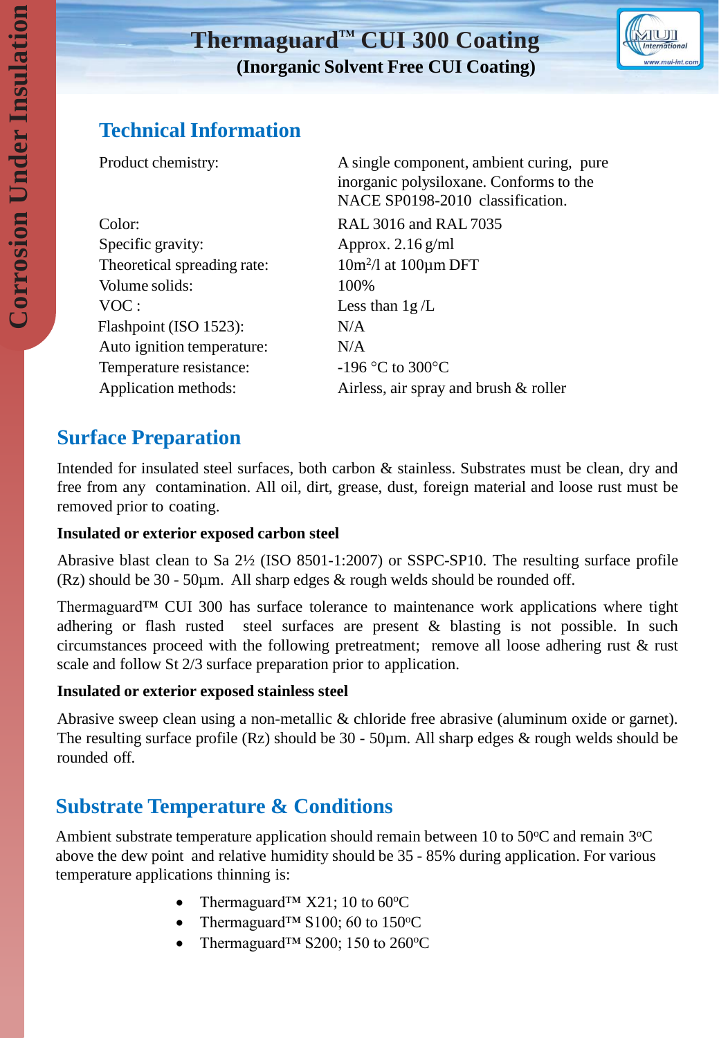# Thermaguard™ CUI 300 Coating

**(Inorganic Solvent Free CUI Coating)**

## Technical Information

| | |
|---|---|
| Product chemistry: | A single component, ambient curing, pure inorganic polysiloxane. Conforms to the NACE SP0198-2010 classification. |
| Color: | RAL 3016 and RAL 7035 |
| Specific gravity: | Approx. 2.16 g/ml |
| Theoretical spreading rate: | $10m^2/l$ at 100µm DFT |
| Volume solids: | 100% |
| VOC : | Less than 1g /L |
| Flashpoint (ISO 1523): | N/A |
| Auto ignition temperature: | N/A |
| Temperature resistance: | -196 °C to 300°C |
| Application methods: | Airless, air spray and brush & roller |

## Surface Preparation

Intended for insulated steel surfaces, both carbon & stainless. Substrates must be clean, dry and free from any contamination. All oil, dirt, grease, dust, foreign material and loose rust must be removed prior to coating.

**Insulated or exterior exposed carbon steel**

Abrasive blast clean to Sa 2½ (ISO 8501-1:2007) or SSPC-SP10. The resulting surface profile (Rz) should be 30 - 50µm. All sharp edges & rough welds should be rounded off.

Thermaguard™ CUI 300 has surface tolerance to maintenance work applications where tight adhering or flash rusted steel surfaces are present & blasting is not possible. In such circumstances proceed with the following pretreatment; remove all loose adhering rust & rust scale and follow St 2/3 surface preparation prior to application.

**Insulated or exterior exposed stainless steel**

Abrasive sweep clean using a non-metallic & chloride free abrasive (aluminum oxide or garnet). The resulting surface profile (Rz) should be 30 - 50µm. All sharp edges & rough welds should be rounded off.

## Substrate Temperature & Conditions

Ambient substrate temperature application should remain between 10 to 50°C and remain 3°C above the dew point and relative humidity should be 35 - 85% during application. For various temperature applications thinning is:

- Thermaguard™ X21; 10 to 60°C
- Thermaguard™ S100; 60 to 150°C
- Thermaguard™ S200; 150 to 260°C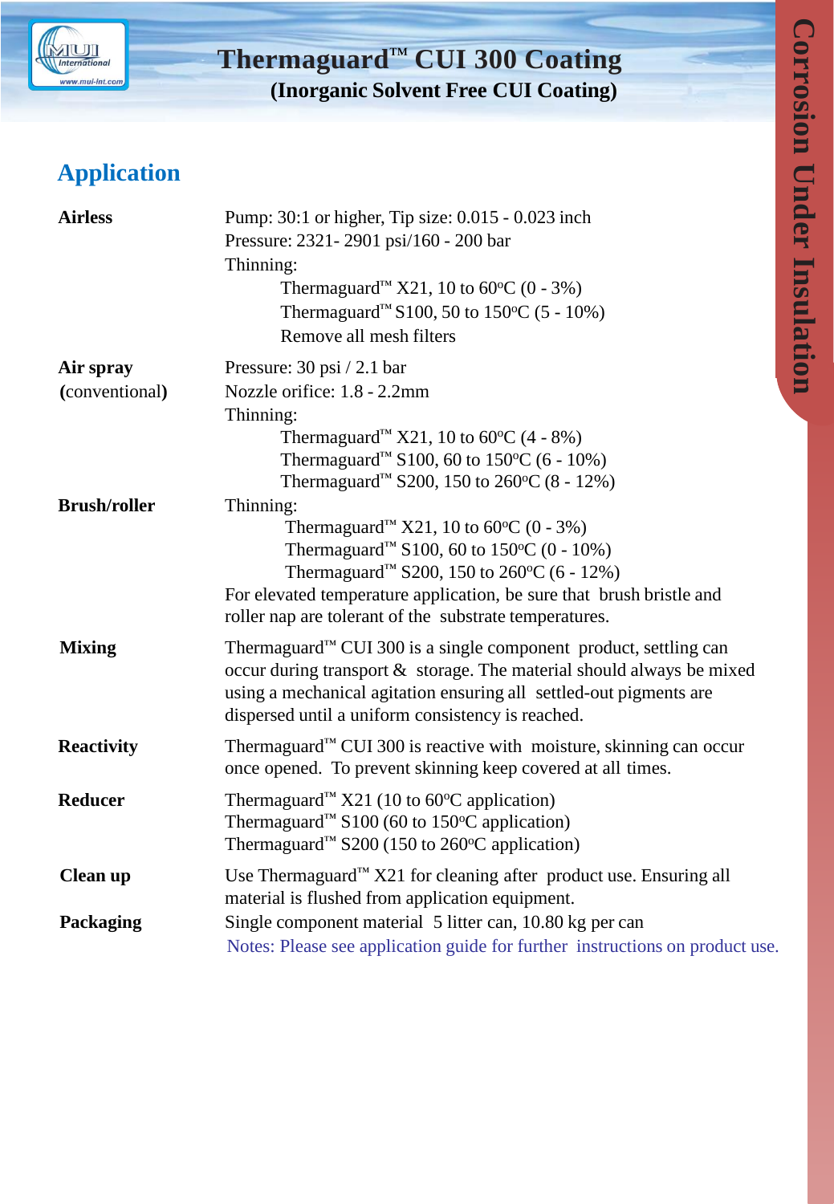# Thermaguard™ CUI 300 Coating

**(Inorganic Solvent Free CUI Coating)**

## Application

| | |
|---|---|
| **Airless** | Pump: 30:1 or higher, Tip size: 0.015 - 0.023 inch<br>Pressure: 2321- 2901 psi/160 - 200 bar<br>Thinning:<br>Thermaguard™ X21, 10 to 60°C (0 - 3%)<br>Thermaguard™ S100, 50 to 150°C (5 - 10%)<br>Remove all mesh filters |
| **Air spray (conventional)** | Pressure: 30 psi / 2.1 bar<br>Nozzle orifice: 1.8 - 2.2mm<br>Thinning:<br>Thermaguard™ X21, 10 to 60°C (4 - 8%)<br>Thermaguard™ S100, 60 to 150°C (6 - 10%)<br>Thermaguard™ S200, 150 to 260°C (8 - 12%) |
| **Brush/roller** | Thinning:<br>Thermaguard™ X21, 10 to 60°C (0 - 3%)<br>Thermaguard™ S100, 60 to 150°C (0 - 10%)<br>Thermaguard™ S200, 150 to 260°C (6 - 12%)<br>For elevated temperature application, be sure that brush bristle and roller nap are tolerant of the substrate temperatures. |
| **Mixing** | Thermaguard™ CUI 300 is a single component product, settling can occur during transport & storage. The material should always be mixed using a mechanical agitation ensuring all settled-out pigments are dispersed until a uniform consistency is reached. |
| **Reactivity** | Thermaguard™ CUI 300 is reactive with moisture, skinning can occur once opened. To prevent skinning keep covered at all times. |
| **Reducer** | Thermaguard™ X21 (10 to 60°C application)<br>Thermaguard™ S100 (60 to 150°C application)<br>Thermaguard™ S200 (150 to 260°C application) |
| **Clean up** | Use Thermaguard™ X21 for cleaning after product use. Ensuring all material is flushed from application equipment. |
| **Packaging** | Single component material 5 litter can, 10.80 kg per can |

Notes: Please see application guide for further instructions on product use.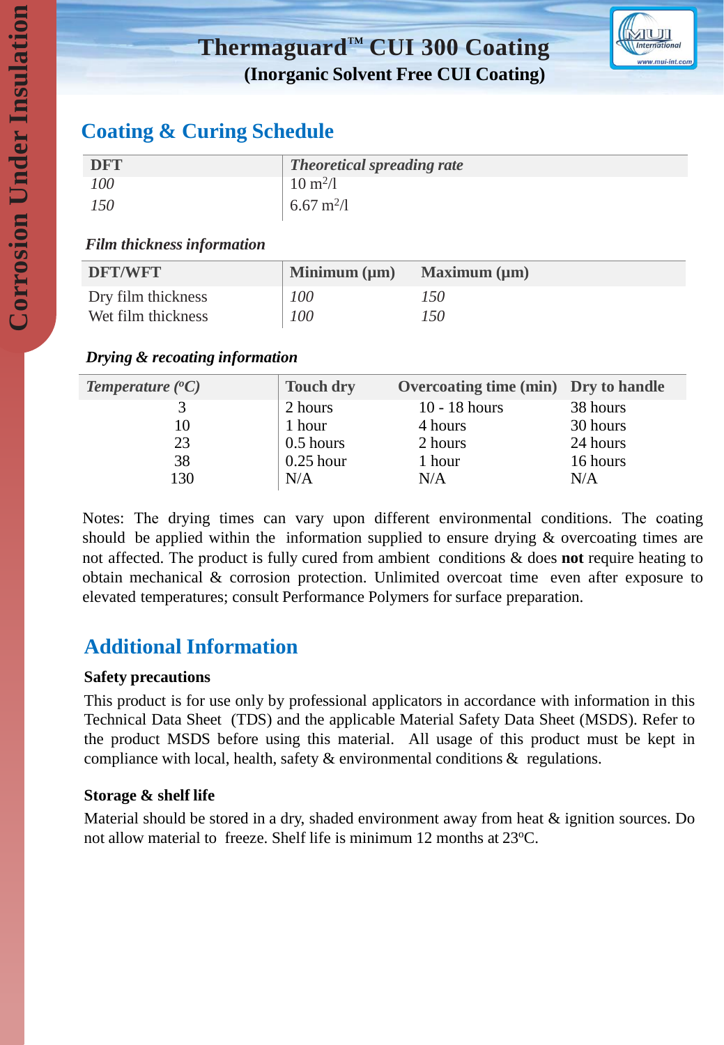## Coating & Curing Schedule

| DFT | *Theoretical spreading rate* |
|---|---|
| *100* | 10 $m^2/l$ |
| *150* | 6.67 $m^2/l$ |

***Film thickness information***

| DFT/WFT | Minimum (μm) | Maximum (μm) |
|---|---|---|
| Dry film thickness | *100* | *150* |
| Wet film thickness | *100* | *150* |

***Drying & recoating information***

| *Temperature (ºC)* | Touch dry | Overcoating time (min) | Dry to handle |
|---|---|---|---|
| 3 | 2 hours | 10 - 18 hours | 38 hours |
| 10 | 1 hour | 4 hours | 30 hours |
| 23 | 0.5 hours | 2 hours | 24 hours |
| 38 | 0.25 hour | 1 hour | 16 hours |
| 130 | N/A | N/A | N/A |

Notes: The drying times can vary upon different environmental conditions. The coating should be applied within the information supplied to ensure drying & overcoating times are not affected. The product is fully cured from ambient conditions & does **not** require heating to obtain mechanical & corrosion protection. Unlimited overcoat time even after exposure to elevated temperatures; consult Performance Polymers for surface preparation.

## Additional Information

**Safety precautions**

This product is for use only by professional applicators in accordance with information in this Technical Data Sheet (TDS) and the applicable Material Safety Data Sheet (MSDS). Refer to the product MSDS before using this material. All usage of this product must be kept in compliance with local, health, safety & environmental conditions & regulations.

**Storage & shelf life**

Material should be stored in a dry, shaded environment away from heat & ignition sources. Do not allow material to freeze. Shelf life is minimum 12 months at 23ºC.